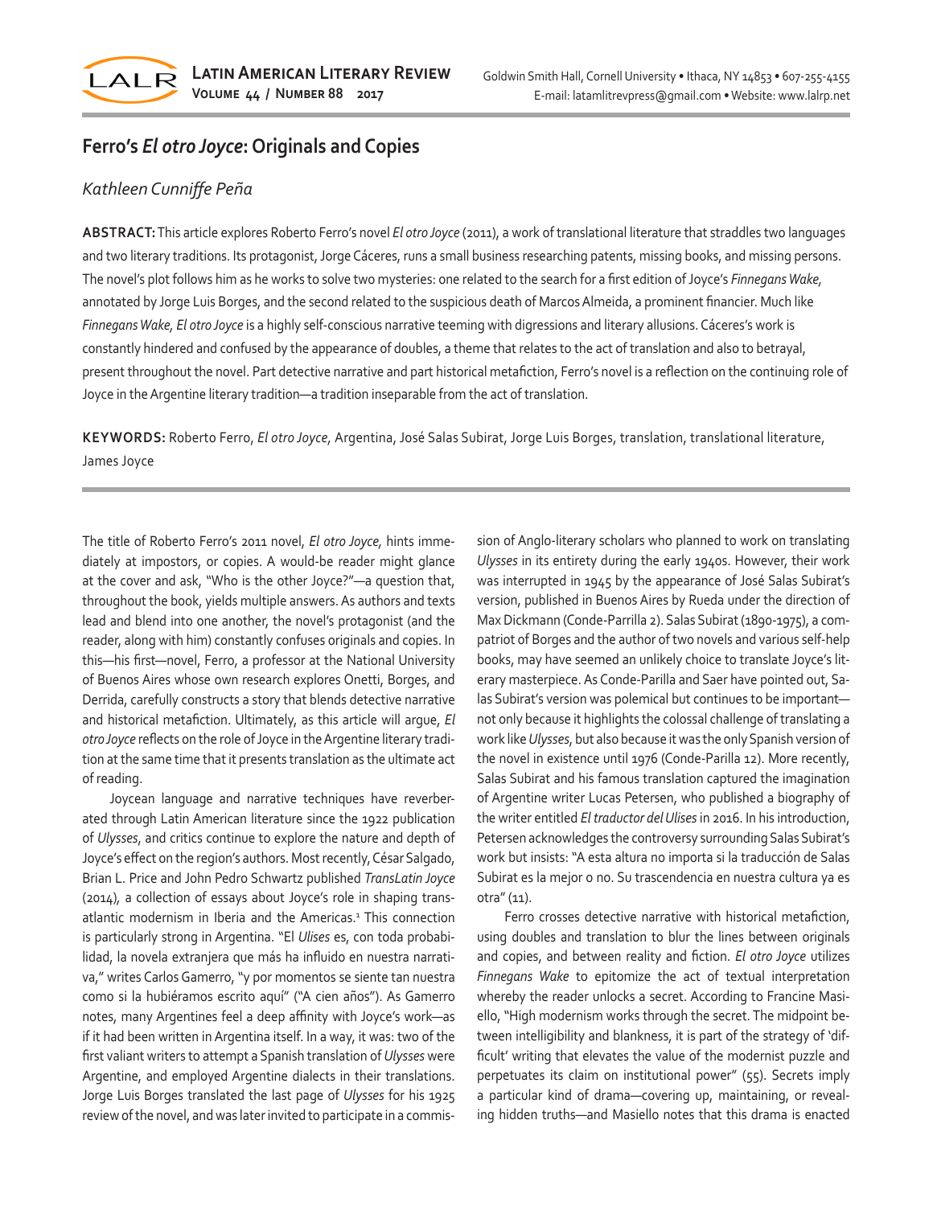# Ferro's *El otro Joyce*: Originals and Copies

*Kathleen Cunniffe Peña*

**ABSTRACT:** This article explores Roberto Ferro's novel *El otro Joyce* (2011), a work of translational literature that straddles two languages and two literary traditions. Its protagonist, Jorge Cáceres, runs a small business researching patents, missing books, and missing persons. The novel's plot follows him as he works to solve two mysteries: one related to the search for a first edition of Joyce's *Finnegans Wake*, annotated by Jorge Luis Borges, and the second related to the suspicious death of Marcos Almeida, a prominent financier. Much like *Finnegans Wake*, *El otro Joyce* is a highly self-conscious narrative teeming with digressions and literary allusions. Cáceres's work is constantly hindered and confused by the appearance of doubles, a theme that relates to the act of translation and also to betrayal, present throughout the novel. Part detective narrative and part historical metafiction, Ferro's novel is a reflection on the continuing role of Joyce in the Argentine literary tradition—a tradition inseparable from the act of translation.

**KEYWORDS:** Roberto Ferro, *El otro Joyce,* Argentina, José Salas Subirat, Jorge Luis Borges, translation, translational literature, James Joyce

The title of Roberto Ferro's 2011 novel, *El otro Joyce,* hints immediately at impostors, or copies. A would-be reader might glance at the cover and ask, "Who is the other Joyce?"—a question that, throughout the book, yields multiple answers. As authors and texts lead and blend into one another, the novel's protagonist (and the reader, along with him) constantly confuses originals and copies. In this—his first—novel, Ferro, a professor at the National University of Buenos Aires whose own research explores Onetti, Borges, and Derrida, carefully constructs a story that blends detective narrative and historical metafiction. Ultimately, as this article will argue, *El otro Joyce* reflects on the role of Joyce in the Argentine literary tradition at the same time that it presents translation as the ultimate act of reading.

Joycean language and narrative techniques have reverberated through Latin American literature since the 1922 publication of *Ulysses*, and critics continue to explore the nature and depth of Joyce's effect on the region's authors. Most recently, César Salgado, Brian L. Price and John Pedro Schwartz published *TransLatin Joyce* (2014), a collection of essays about Joyce's role in shaping transatlantic modernism in Iberia and the Americas.[1] This connection is particularly strong in Argentina. "El *Ulises* es, con toda probabilidad, la novela extranjera que más ha influido en nuestra narrativa," writes Carlos Gamerro, "y por momentos se siente tan nuestra como si la hubiéramos escrito aquí" ("A cien años"). As Gamerro notes, many Argentines feel a deep affinity with Joyce's work—as if it had been written in Argentina itself. In a way, it was: two of the first valiant writers to attempt a Spanish translation of *Ulysses* were Argentine, and employed Argentine dialects in their translations. Jorge Luis Borges translated the last page of *Ulysses* for his 1925 review of the novel, and was later invited to participate in a commission of Anglo-literary scholars who planned to work on translating *Ulysses* in its entirety during the early 1940s. However, their work was interrupted in 1945 by the appearance of José Salas Subirat's version, published in Buenos Aires by Rueda under the direction of Max Dickmann (Conde-Parrilla 2). Salas Subirat (1890-1975), a compatriot of Borges and the author of two novels and various self-help books, may have seemed an unlikely choice to translate Joyce's literary masterpiece. As Conde-Parilla and Saer have pointed out, Salas Subirat's version was polemical but continues to be important—not only because it highlights the colossal challenge of translating a work like *Ulysses*, but also because it was the only Spanish version of the novel in existence until 1976 (Conde-Parilla 12). More recently, Salas Subirat and his famous translation captured the imagination of Argentine writer Lucas Petersen, who published a biography of the writer entitled *El traductor del Ulises* in 2016. In his introduction, Petersen acknowledges the controversy surrounding Salas Subirat's work but insists: "A esta altura no importa si la traducción de Salas Subirat es la mejor o no. Su trascendencia en nuestra cultura ya es otra" (11).

Ferro crosses detective narrative with historical metafiction, using doubles and translation to blur the lines between originals and copies, and between reality and fiction. *El otro Joyce* utilizes *Finnegans Wake* to epitomize the act of textual interpretation whereby the reader unlocks a secret. According to Francine Masiello, "High modernism works through the secret. The midpoint between intelligibility and blankness, it is part of the strategy of 'difficult' writing that elevates the value of the modernist puzzle and perpetuates its claim on institutional power" (55). Secrets imply a particular kind of drama—covering up, maintaining, or revealing hidden truths—and Masiello notes that this drama is enacted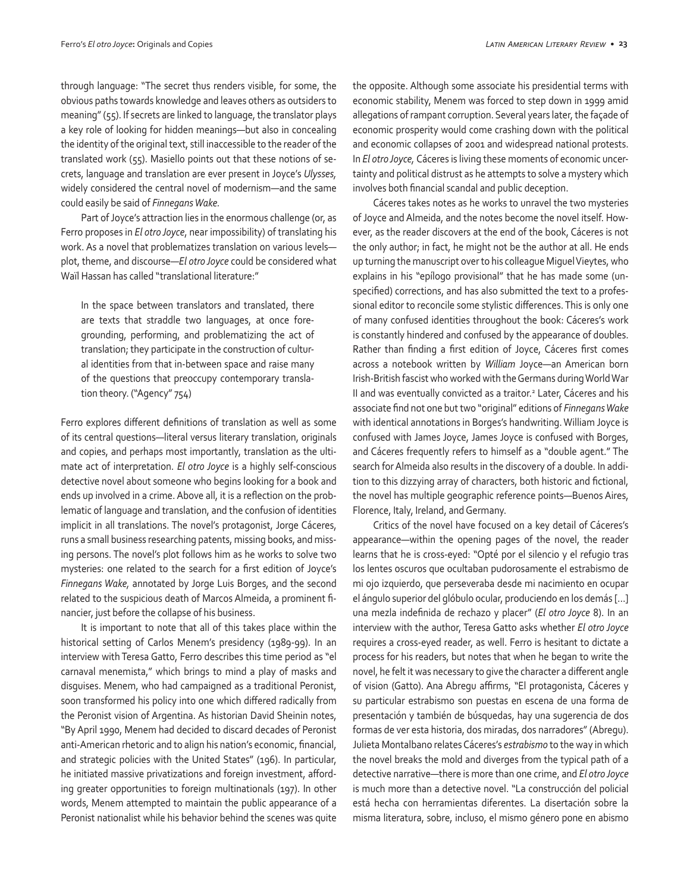through language: "The secret thus renders visible, for some, the obvious paths towards knowledge and leaves others as outsiders to meaning" (55). If secrets are linked to language, the translator plays a key role of looking for hidden meanings—but also in concealing the identity of the original text, still inaccessible to the reader of the translated work (55). Masiello points out that these notions of secrets, language and translation are ever present in Joyce's *Ulysses,* widely considered the central novel of modernism—and the same could easily be said of *Finnegans Wake.*

Part of Joyce's attraction lies in the enormous challenge (or, as Ferro proposes in *El otro Joyce*, near impossibility) of translating his work. As a novel that problematizes translation on various levels—plot, theme, and discourse—*El otro Joyce* could be considered what Waïl Hassan has called "translational literature:"

> In the space between translators and translated, there are texts that straddle two languages, at once foregrounding, performing, and problematizing the act of translation; they participate in the construction of cultural identities from that in-between space and raise many of the questions that preoccupy contemporary translation theory. ("Agency" 754)

Ferro explores different definitions of translation as well as some of its central questions—literal versus literary translation, originals and copies, and perhaps most importantly, translation as the ultimate act of interpretation. *El otro Joyce* is a highly self-conscious detective novel about someone who begins looking for a book and ends up involved in a crime. Above all, it is a reflection on the problematic of language and translation, and the confusion of identities implicit in all translations. The novel's protagonist, Jorge Cáceres, runs a small business researching patents, missing books, and missing persons. The novel's plot follows him as he works to solve two mysteries: one related to the search for a first edition of Joyce's *Finnegans Wake,* annotated by Jorge Luis Borges, and the second related to the suspicious death of Marcos Almeida, a prominent financier, just before the collapse of his business.

It is important to note that all of this takes place within the historical setting of Carlos Menem's presidency (1989-99). In an interview with Teresa Gatto, Ferro describes this time period as "el carnaval menemista," which brings to mind a play of masks and disguises. Menem, who had campaigned as a traditional Peronist, soon transformed his policy into one which differed radically from the Peronist vision of Argentina. As historian David Sheinin notes, "By April 1990, Menem had decided to discard decades of Peronist anti-American rhetoric and to align his nation's economic, financial, and strategic policies with the United States" (196). In particular, he initiated massive privatizations and foreign investment, affording greater opportunities to foreign multinationals (197). In other words, Menem attempted to maintain the public appearance of a Peronist nationalist while his behavior behind the scenes was quite the opposite. Although some associate his presidential terms with economic stability, Menem was forced to step down in 1999 amid allegations of rampant corruption. Several years later, the façade of economic prosperity would come crashing down with the political and economic collapses of 2001 and widespread national protests. In *El otro Joyce,* Cáceres is living these moments of economic uncertainty and political distrust as he attempts to solve a mystery which involves both financial scandal and public deception.

Cáceres takes notes as he works to unravel the two mysteries of Joyce and Almeida, and the notes become the novel itself. However, as the reader discovers at the end of the book, Cáceres is not the only author; in fact, he might not be the author at all. He ends up turning the manuscript over to his colleague Miguel Vieytes, who explains in his "epílogo provisional" that he has made some (unspecified) corrections, and has also submitted the text to a professional editor to reconcile some stylistic differences. This is only one of many confused identities throughout the book: Cáceres's work is constantly hindered and confused by the appearance of doubles. Rather than finding a first edition of Joyce, Cáceres first comes across a notebook written by *William* Joyce—an American born Irish-British fascist who worked with the Germans during World War II and was eventually convicted as a traitor.[2] Later, Cáceres and his associate find not one but two "original" editions of *Finnegans Wake* with identical annotations in Borges's handwriting. William Joyce is confused with James Joyce, James Joyce is confused with Borges, and Cáceres frequently refers to himself as a "double agent." The search for Almeida also results in the discovery of a double. In addition to this dizzying array of characters, both historic and fictional, the novel has multiple geographic reference points—Buenos Aires, Florence, Italy, Ireland, and Germany.

Critics of the novel have focused on a key detail of Cáceres's appearance—within the opening pages of the novel, the reader learns that he is cross-eyed: "Opté por el silencio y el refugio tras los lentes oscuros que ocultaban pudorosamente el estrabismo de mi ojo izquierdo, que perseveraba desde mi nacimiento en ocupar el ángulo superior del glóbulo ocular, produciendo en los demás [...] una mezla indefinida de rechazo y placer" (*El otro Joyce* 8). In an interview with the author, Teresa Gatto asks whether *El otro Joyce* requires a cross-eyed reader, as well. Ferro is hesitant to dictate a process for his readers, but notes that when he began to write the novel, he felt it was necessary to give the character a different angle of vision (Gatto). Ana Abregu affirms, "El protagonista, Cáceres y su particular estrabismo son puestas en escena de una forma de presentación y también de búsquedas, hay una sugerencia de dos formas de ver esta historia, dos miradas, dos narradores" (Abregu). Julieta Montalbano relates Cáceres's *estrabismo* to the way in which the novel breaks the mold and diverges from the typical path of a detective narrative—there is more than one crime, and *El otro Joyce* is much more than a detective novel. "La construcción del policial está hecha con herramientas diferentes. La disertación sobre la misma literatura, sobre, incluso, el mismo género pone en abismo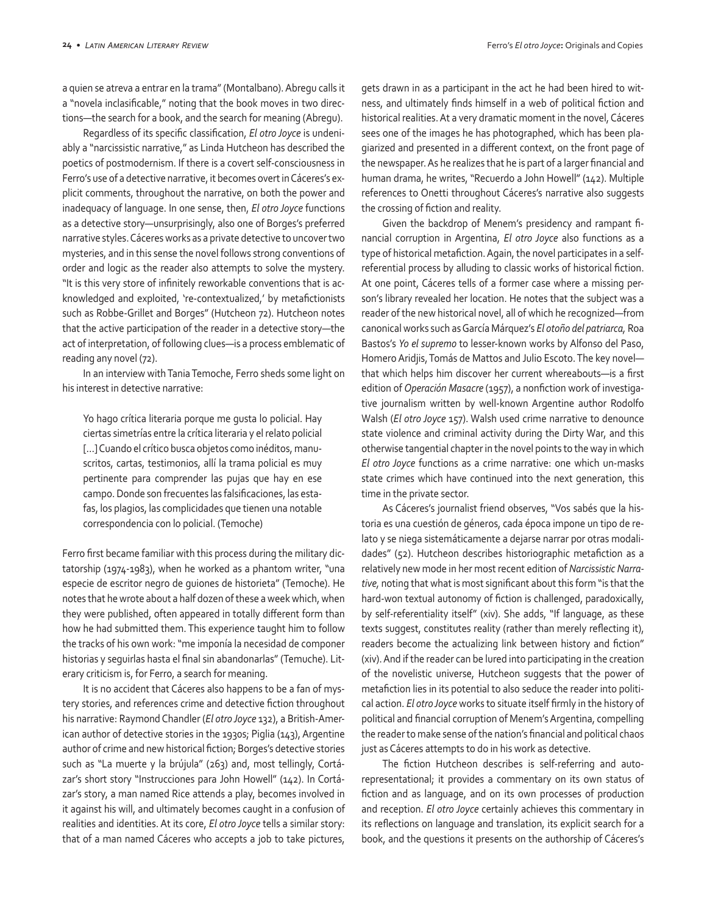a quien se atreva a entrar en la trama" (Montalbano). Abregu calls it a "novela inclasificable," noting that the book moves in two directions—the search for a book, and the search for meaning (Abregu).

Regardless of its specific classification, *El otro Joyce* is undeniably a "narcissistic narrative," as Linda Hutcheon has described the poetics of postmodernism. If there is a covert self-consciousness in Ferro's use of a detective narrative, it becomes overt in Cáceres's explicit comments, throughout the narrative, on both the power and inadequacy of language. In one sense, then, *El otro Joyce* functions as a detective story—unsurprisingly, also one of Borges's preferred narrative styles. Cáceres works as a private detective to uncover two mysteries, and in this sense the novel follows strong conventions of order and logic as the reader also attempts to solve the mystery. "It is this very store of infinitely reworkable conventions that is acknowledged and exploited, 're-contextualized,' by metafictionists such as Robbe-Grillet and Borges" (Hutcheon 72). Hutcheon notes that the active participation of the reader in a detective story—the act of interpretation, of following clues—is a process emblematic of reading any novel (72).

In an interview with Tania Temoche, Ferro sheds some light on his interest in detective narrative:

> Yo hago crítica literaria porque me gusta lo policial. Hay ciertas simetrías entre la crítica literaria y el relato policial [...] Cuando el crítico busca objetos como inéditos, manuscritos, cartas, testimonios, allí la trama policial es muy pertinente para comprender las pujas que hay en ese campo. Donde son frecuentes las falsificaciones, las estafas, los plagios, las complicidades que tienen una notable correspondencia con lo policial. (Temoche)

Ferro first became familiar with this process during the military dictatorship (1974-1983), when he worked as a phantom writer, "una especie de escritor negro de guiones de historieta" (Temoche). He notes that he wrote about a half dozen of these a week which, when they were published, often appeared in totally different form than how he had submitted them. This experience taught him to follow the tracks of his own work: "me imponía la necesidad de componer historias y seguirlas hasta el final sin abandonarlas" (Temuche). Literary criticism is, for Ferro, a search for meaning.

It is no accident that Cáceres also happens to be a fan of mystery stories, and references crime and detective fiction throughout his narrative: Raymond Chandler (*El otro Joyce* 132), a British-American author of detective stories in the 1930s; Piglia (143), Argentine author of crime and new historical fiction; Borges's detective stories such as "La muerte y la brújula" (263) and, most tellingly, Cortázar's short story "Instrucciones para John Howell" (142). In Cortázar's story, a man named Rice attends a play, becomes involved in it against his will, and ultimately becomes caught in a confusion of realities and identities. At its core, *El otro Joyce* tells a similar story: that of a man named Cáceres who accepts a job to take pictures, gets drawn in as a participant in the act he had been hired to witness, and ultimately finds himself in a web of political fiction and historical realities. At a very dramatic moment in the novel, Cáceres sees one of the images he has photographed, which has been plagiarized and presented in a different context, on the front page of the newspaper. As he realizes that he is part of a larger financial and human drama, he writes, "Recuerdo a John Howell" (142). Multiple references to Onetti throughout Cáceres's narrative also suggests the crossing of fiction and reality.

Given the backdrop of Menem's presidency and rampant financial corruption in Argentina, *El otro Joyce* also functions as a type of historical metafiction. Again, the novel participates in a self-referential process by alluding to classic works of historical fiction. At one point, Cáceres tells of a former case where a missing person's library revealed her location. He notes that the subject was a reader of the new historical novel, all of which he recognized—from canonical works such as García Márquez's *El otoño del patriarca*, Roa Bastos's *Yo el supremo* to lesser-known works by Alfonso del Paso, Homero Aridjis, Tomás de Mattos and Julio Escoto. The key novel—that which helps him discover her current whereabouts—is a first edition of *Operación Masacre* (1957), a nonfiction work of investigative journalism written by well-known Argentine author Rodolfo Walsh (*El otro Joyce* 157). Walsh used crime narrative to denounce state violence and criminal activity during the Dirty War, and this otherwise tangential chapter in the novel points to the way in which *El otro Joyce* functions as a crime narrative: one which un-masks state crimes which have continued into the next generation, this time in the private sector.

As Cáceres's journalist friend observes, "Vos sabés que la historia es una cuestión de géneros, cada época impone un tipo de relato y se niega sistemáticamente a dejarse narrar por otras modalidades" (52). Hutcheon describes historiographic metafiction as a relatively new mode in her most recent edition of *Narcissistic Narrative,* noting that what is most significant about this form "is that the hard-won textual autonomy of fiction is challenged, paradoxically, by self-referentiality itself" (xiv). She adds, "If language, as these texts suggest, constitutes reality (rather than merely reflecting it), readers become the actualizing link between history and fiction" (xiv). And if the reader can be lured into participating in the creation of the novelistic universe, Hutcheon suggests that the power of metafiction lies in its potential to also seduce the reader into political action. *El otro Joyce* works to situate itself firmly in the history of political and financial corruption of Menem's Argentina, compelling the reader to make sense of the nation's financial and political chaos just as Cáceres attempts to do in his work as detective.

The fiction Hutcheon describes is self-referring and auto-representational; it provides a commentary on its own status of fiction and as language, and on its own processes of production and reception. *El otro Joyce* certainly achieves this commentary in its reflections on language and translation, its explicit search for a book, and the questions it presents on the authorship of Cáceres's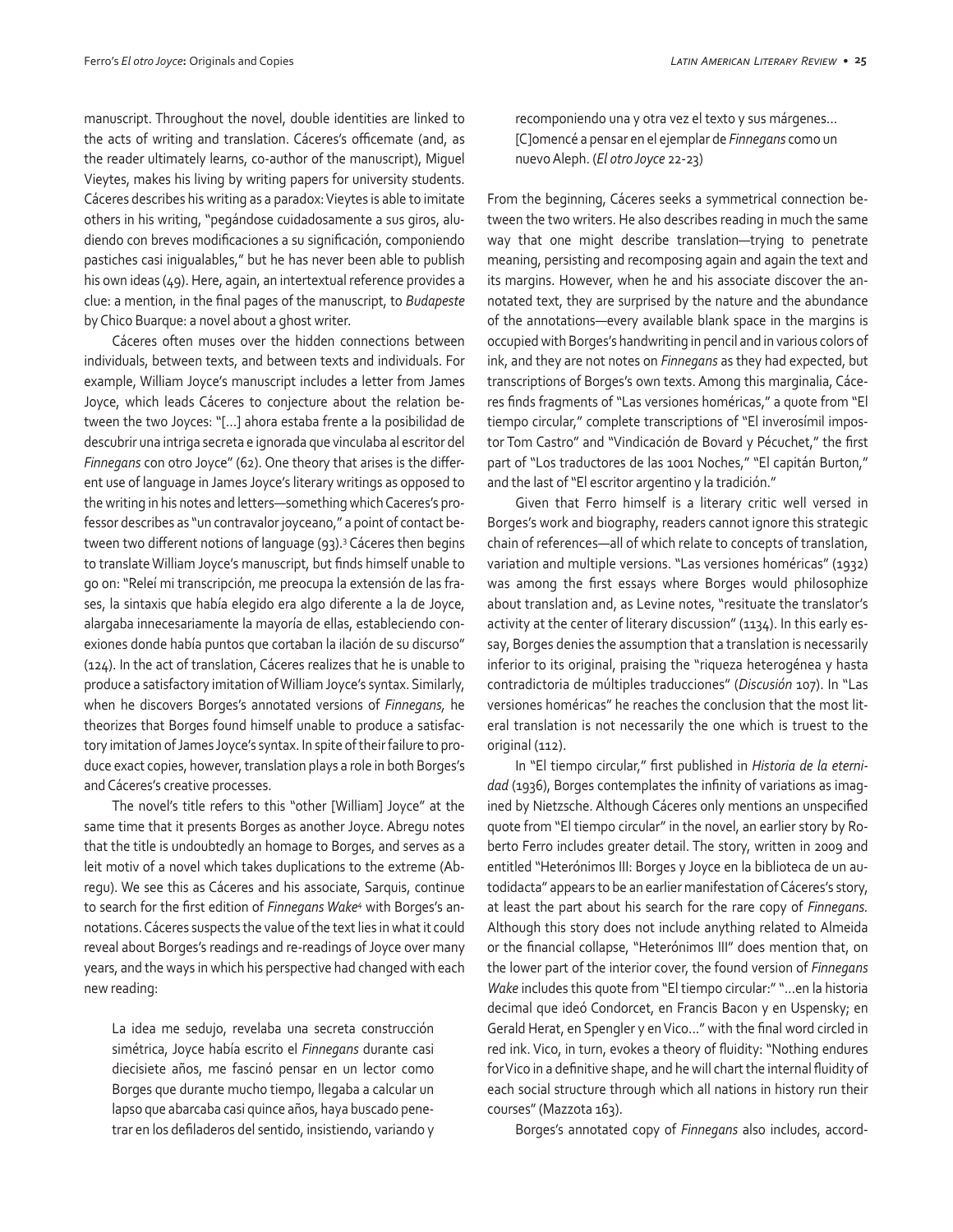manuscript. Throughout the novel, double identities are linked to the acts of writing and translation. Cáceres's officemate (and, as the reader ultimately learns, co-author of the manuscript), Miguel Vieytes, makes his living by writing papers for university students. Cáceres describes his writing as a paradox: Vieytes is able to imitate others in his writing, "pegándose cuidadosamente a sus giros, aludiendo con breves modificaciones a su significación, componiendo pastiches casi inigualables," but he has never been able to publish his own ideas (49). Here, again, an intertextual reference provides a clue: a mention, in the final pages of the manuscript, to *Budapeste* by Chico Buarque: a novel about a ghost writer.

Cáceres often muses over the hidden connections between individuals, between texts, and between texts and individuals. For example, William Joyce's manuscript includes a letter from James Joyce, which leads Cáceres to conjecture about the relation between the two Joyces: "[…] ahora estaba frente a la posibilidad de descubrir una intriga secreta e ignorada que vinculaba al escritor del *Finnegans* con otro Joyce" (62). One theory that arises is the different use of language in James Joyce's literary writings as opposed to the writing in his notes and letters—something which Caceres's professor describes as "un contravalor joyceano," a point of contact between two different notions of language (93).[3] Cáceres then begins to translate William Joyce's manuscript, but finds himself unable to go on: "Releí mi transcripción, me preocupa la extensión de las frases, la sintaxis que había elegido era algo diferente a la de Joyce, alargaba innecesariamente la mayoría de ellas, estableciendo conexiones donde había puntos que cortaban la ilación de su discurso" (124). In the act of translation, Cáceres realizes that he is unable to produce a satisfactory imitation of William Joyce's syntax. Similarly, when he discovers Borges's annotated versions of *Finnegans,* he theorizes that Borges found himself unable to produce a satisfactory imitation of James Joyce's syntax. In spite of their failure to produce exact copies, however, translation plays a role in both Borges's and Cáceres's creative processes.

The novel's title refers to this "other [William] Joyce" at the same time that it presents Borges as another Joyce. Abregu notes that the title is undoubtedly an homage to Borges, and serves as a leit motiv of a novel which takes duplications to the extreme (Abregu). We see this as Cáceres and his associate, Sarquis, continue to search for the first edition of *Finnegans Wake*[4] with Borges's annotations. Cáceres suspects the value of the text lies in what it could reveal about Borges's readings and re-readings of Joyce over many years, and the ways in which his perspective had changed with each new reading:

> La idea me sedujo, revelaba una secreta construcción simétrica, Joyce había escrito el *Finnegans* durante casi diecisiete años, me fascinó pensar en un lector como Borges que durante mucho tiempo, llegaba a calcular un lapso que abarcaba casi quince años, haya buscado penetrar en los desfiladeros del sentido, insistiendo, variando y recomponiendo una y otra vez el texto y sus márgenes… [C]omencé a pensar en el ejemplar de *Finnegans* como un nuevo Aleph. (*El otro Joyce* 22-23)

From the beginning, Cáceres seeks a symmetrical connection between the two writers. He also describes reading in much the same way that one might describe translation—trying to penetrate meaning, persisting and recomposing again and again the text and its margins. However, when he and his associate discover the annotated text, they are surprised by the nature and the abundance of the annotations—every available blank space in the margins is occupied with Borges's handwriting in pencil and in various colors of ink, and they are not notes on *Finnegans* as they had expected, but transcriptions of Borges's own texts. Among this marginalia, Cáceres finds fragments of "Las versiones homéricas," a quote from "El tiempo circular," complete transcriptions of "El inverosímil impostor Tom Castro" and "Vindicación de Bovard y Pécuchet," the first part of "Los traductores de las 1001 Noches," "El capitán Burton," and the last of "El escritor argentino y la tradición."

Given that Ferro himself is a literary critic well versed in Borges's work and biography, readers cannot ignore this strategic chain of references—all of which relate to concepts of translation, variation and multiple versions. "Las versiones homéricas" (1932) was among the first essays where Borges would philosophize about translation and, as Levine notes, "resituate the translator's activity at the center of literary discussion" (1134). In this early essay, Borges denies the assumption that a translation is necessarily inferior to its original, praising the "riqueza heterogénea y hasta contradictoria de múltiples traducciones" (*Discusión* 107). In "Las versiones homéricas" he reaches the conclusion that the most literal translation is not necessarily the one which is truest to the original (112).

In "El tiempo circular," first published in *Historia de la eternidad* (1936), Borges contemplates the infinity of variations as imagined by Nietzsche. Although Cáceres only mentions an unspecified quote from "El tiempo circular" in the novel, an earlier story by Roberto Ferro includes greater detail. The story, written in 2009 and entitled "Heterónimos III: Borges y Joyce en la biblioteca de un autodidacta" appears to be an earlier manifestation of Cáceres's story, at least the part about his search for the rare copy of *Finnegans.* Although this story does not include anything related to Almeida or the financial collapse, "Heterónimos III" does mention that, on the lower part of the interior cover, the found version of *Finnegans Wake* includes this quote from "El tiempo circular:" "…en la historia decimal que ideó Condorcet, en Francis Bacon y en Uspensky; en Gerald Herat, en Spengler y en Vico…" with the final word circled in red ink. Vico, in turn, evokes a theory of fluidity: "Nothing endures for Vico in a definitive shape, and he will chart the internal fluidity of each social structure through which all nations in history run their courses" (Mazzota 163).

Borges's annotated copy of *Finnegans* also includes, accord-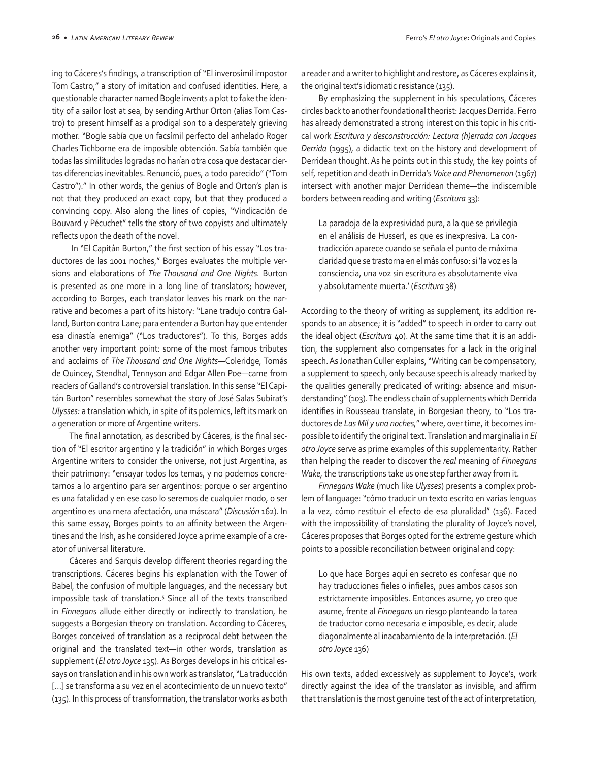ing to Cáceres's findings, a transcription of "El inverosímil impostor Tom Castro," a story of imitation and confused identities. Here, a questionable character named Bogle invents a plot to fake the identity of a sailor lost at sea, by sending Arthur Orton (alias Tom Castro) to present himself as a prodigal son to a desperately grieving mother. "Bogle sabía que un facsímil perfecto del anhelado Roger Charles Tichborne era de imposible obtención. Sabía también que todas las similitudes logradas no harían otra cosa que destacar ciertas diferencias inevitables. Renunció, pues, a todo parecido" ("Tom Castro")." In other words, the genius of Bogle and Orton's plan is not that they produced an exact copy, but that they produced a convincing copy. Also along the lines of copies, "Vindicación de Bouvard y Pécuchet" tells the story of two copyists and ultimately reflects upon the death of the novel.

In "El Capitán Burton," the first section of his essay "Los traductores de las 1001 noches," Borges evaluates the multiple versions and elaborations of *The Thousand and One Nights.* Burton is presented as one more in a long line of translators; however, according to Borges, each translator leaves his mark on the narrative and becomes a part of its history: "Lane tradujo contra Galland, Burton contra Lane; para entender a Burton hay que entender esa dinastía enemiga" ("Los traductores"). To this, Borges adds another very important point: some of the most famous tributes and acclaims of *The Thousand and One Nights*—Coleridge, Tomás de Quincey, Stendhal, Tennyson and Edgar Allen Poe—came from readers of Galland's controversial translation. In this sense "El Capitán Burton" resembles somewhat the story of José Salas Subirat's *Ulysses:* a translation which, in spite of its polemics, left its mark on a generation or more of Argentine writers.

The final annotation, as described by Cáceres, is the final section of "El escritor argentino y la tradición" in which Borges urges Argentine writers to consider the universe, not just Argentina, as their patrimony: "ensayar todos los temas, y no podemos concretarnos a lo argentino para ser argentinos: porque o ser argentino es una fatalidad y en ese caso lo seremos de cualquier modo, o ser argentino es una mera afectación, una máscara" (*Discusión* 162). In this same essay, Borges points to an affinity between the Argentines and the Irish, as he considered Joyce a prime example of a creator of universal literature.

Cáceres and Sarquis develop different theories regarding the transcriptions. Cáceres begins his explanation with the Tower of Babel, the confusion of multiple languages, and the necessary but impossible task of translation.[5] Since all of the texts transcribed in *Finnegans* allude either directly or indirectly to translation, he suggests a Borgesian theory on translation. According to Cáceres, Borges conceived of translation as a reciprocal debt between the original and the translated text—in other words, translation as supplement (*El otro Joyce* 135). As Borges develops in his critical essays on translation and in his own work as translator, "La traducción [...] se transforma a su vez en el acontecimiento de un nuevo texto" (135). In this process of transformation, the translator works as both a reader and a writer to highlight and restore, as Cáceres explains it, the original text's idiomatic resistance (135).

By emphasizing the supplement in his speculations, Cáceres circles back to another foundational theorist: Jacques Derrida. Ferro has already demonstrated a strong interest on this topic in his critical work *Escritura y desconstrucción: Lectura (h)errada con Jacques Derrida* (1995), a didactic text on the history and development of Derridean thought. As he points out in this study, the key points of self, repetition and death in Derrida's *Voice and Phenomenon* (1967) intersect with another major Derridean theme—the indiscernible borders between reading and writing (*Escritura* 33):

> La paradoja de la expresividad pura, a la que se privilegia en el análisis de Husserl, es que es inexpresiva. La contradicción aparece cuando se señala el punto de máxima claridad que se trastorna en el más confuso: si 'la voz es la consciencia, una voz sin escritura es absolutamente viva y absolutamente muerta.' (*Escritura* 38)

According to the theory of writing as supplement, its addition responds to an absence; it is "added" to speech in order to carry out the ideal object (*Escritura* 40). At the same time that it is an addition, the supplement also compensates for a lack in the original speech. As Jonathan Culler explains, "Writing can be compensatory, a supplement to speech, only because speech is already marked by the qualities generally predicated of writing: absence and misunderstanding" (103). The endless chain of supplements which Derrida identifies in Rousseau translate, in Borgesian theory, to "Los traductores de *Las Mil y una noches*," where, over time, it becomes impossible to identify the original text. Translation and marginalia in *El otro Joyce* serve as prime examples of this supplementarity. Rather than helping the reader to discover the *real* meaning of *Finnegans Wake,* the transcriptions take us one step farther away from it.

*Finnegans Wake* (much like *Ulysses*) presents a complex problem of language: "cómo traducir un texto escrito en varias lenguas a la vez, cómo restituir el efecto de esa pluralidad" (136). Faced with the impossibility of translating the plurality of Joyce's novel, Cáceres proposes that Borges opted for the extreme gesture which points to a possible reconciliation between original and copy:

> Lo que hace Borges aquí en secreto es confesar que no hay traducciones fieles o infieles, pues ambos casos son estrictamente imposibles. Entonces asume, yo creo que asume, frente al *Finnegans* un riesgo planteando la tarea de traductor como necesaria e imposible, es decir, alude diagonalmente al inacabamiento de la interpretación. (*El otro Joyce* 136)

His own texts, added excessively as supplement to Joyce's, work directly against the idea of the translator as invisible, and affirm that translation is the most genuine test of the act of interpretation,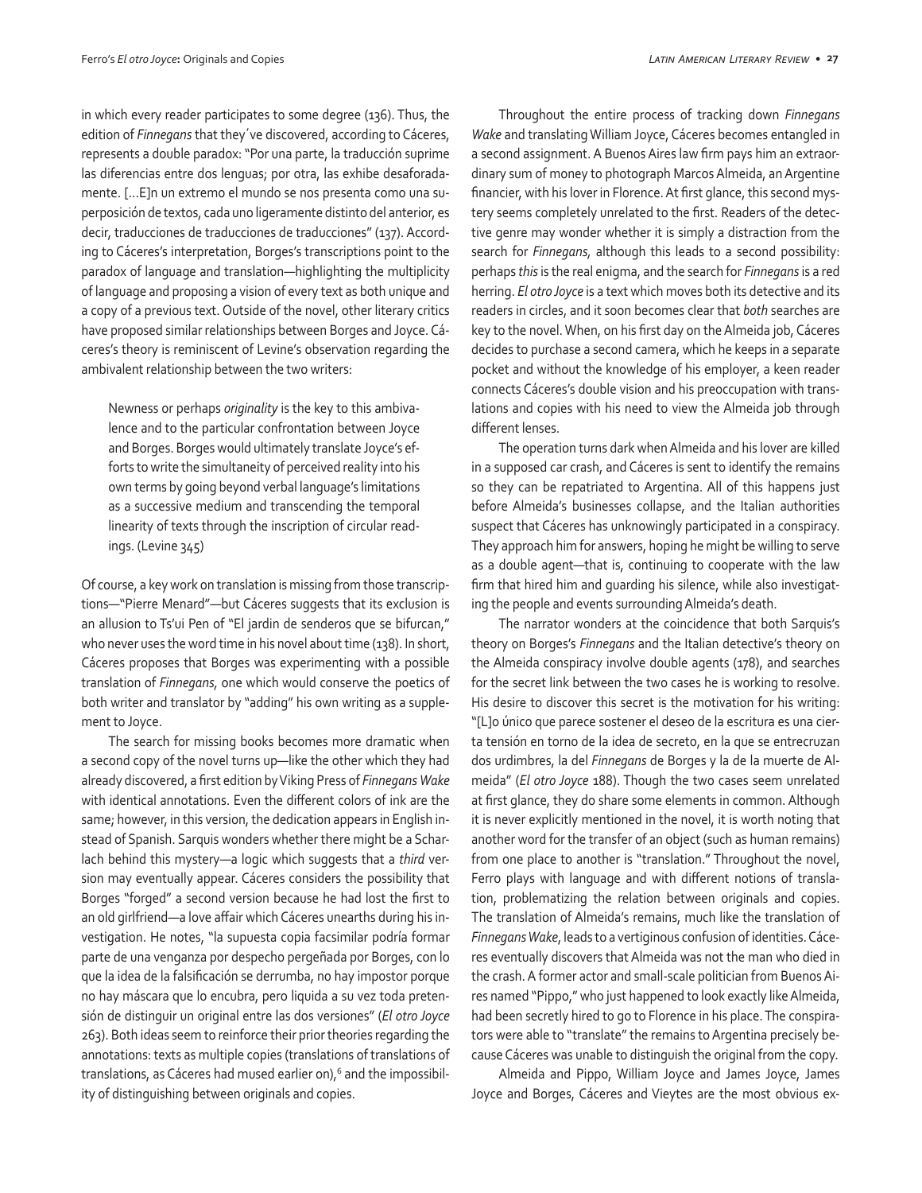in which every reader participates to some degree (136). Thus, the edition of *Finnegans* that they´ve discovered, according to Cáceres, represents a double paradox: "Por una parte, la traducción suprime las diferencias entre dos lenguas; por otra, las exhibe desaforadamente. [...E]n un extremo el mundo se nos presenta como una superposición de textos, cada uno ligeramente distinto del anterior, es decir, traducciones de traducciones de traducciones" (137). According to Cáceres's interpretation, Borges's transcriptions point to the paradox of language and translation—highlighting the multiplicity of language and proposing a vision of every text as both unique and a copy of a previous text. Outside of the novel, other literary critics have proposed similar relationships between Borges and Joyce. Cáceres's theory is reminiscent of Levine's observation regarding the ambivalent relationship between the two writers:

> Newness or perhaps *originality* is the key to this ambivalence and to the particular confrontation between Joyce and Borges. Borges would ultimately translate Joyce's efforts to write the simultaneity of perceived reality into his own terms by going beyond verbal language's limitations as a successive medium and transcending the temporal linearity of texts through the inscription of circular readings. (Levine 345)

Of course, a key work on translation is missing from those transcriptions—"Pierre Menard"—but Cáceres suggests that its exclusion is an allusion to Ts'ui Pen of "El jardin de senderos que se bifurcan," who never uses the word time in his novel about time (138). In short, Cáceres proposes that Borges was experimenting with a possible translation of *Finnegans,* one which would conserve the poetics of both writer and translator by "adding" his own writing as a supplement to Joyce.

The search for missing books becomes more dramatic when a second copy of the novel turns up—like the other which they had already discovered, a first edition by Viking Press of *Finnegans Wake* with identical annotations. Even the different colors of ink are the same; however, in this version, the dedication appears in English instead of Spanish. Sarquis wonders whether there might be a Scharlach behind this mystery—a logic which suggests that a *third* version may eventually appear. Cáceres considers the possibility that Borges "forged" a second version because he had lost the first to an old girlfriend—a love affair which Cáceres unearths during his investigation. He notes, "la supuesta copia facsimilar podría formar parte de una venganza por despecho pergeñada por Borges, con lo que la idea de la falsificación se derrumba, no hay impostor porque no hay máscara que lo encubra, pero liquida a su vez toda pretensión de distinguir un original entre las dos versiones" (*El otro Joyce* 263). Both ideas seem to reinforce their prior theories regarding the annotations: texts as multiple copies (translations of translations of translations, as Cáceres had mused earlier on),[6] and the impossibility of distinguishing between originals and copies.

Throughout the entire process of tracking down *Finnegans Wake* and translating William Joyce, Cáceres becomes entangled in a second assignment. A Buenos Aires law firm pays him an extraordinary sum of money to photograph Marcos Almeida, an Argentine financier, with his lover in Florence. At first glance, this second mystery seems completely unrelated to the first. Readers of the detective genre may wonder whether it is simply a distraction from the search for *Finnegans,* although this leads to a second possibility: perhaps *this* is the real enigma, and the search for *Finnegans* is a red herring. *El otro Joyce* is a text which moves both its detective and its readers in circles, and it soon becomes clear that *both* searches are key to the novel. When, on his first day on the Almeida job, Cáceres decides to purchase a second camera, which he keeps in a separate pocket and without the knowledge of his employer, a keen reader connects Cáceres's double vision and his preoccupation with translations and copies with his need to view the Almeida job through different lenses.

The operation turns dark when Almeida and his lover are killed in a supposed car crash, and Cáceres is sent to identify the remains so they can be repatriated to Argentina. All of this happens just before Almeida's businesses collapse, and the Italian authorities suspect that Cáceres has unknowingly participated in a conspiracy. They approach him for answers, hoping he might be willing to serve as a double agent—that is, continuing to cooperate with the law firm that hired him and guarding his silence, while also investigating the people and events surrounding Almeida's death.

The narrator wonders at the coincidence that both Sarquis's theory on Borges's *Finnegans* and the Italian detective's theory on the Almeida conspiracy involve double agents (178), and searches for the secret link between the two cases he is working to resolve. His desire to discover this secret is the motivation for his writing: "[L]o único que parece sostener el deseo de la escritura es una cierta tensión en torno de la idea de secreto, en la que se entrecruzan dos urdimbres, la del *Finnegans* de Borges y la de la muerte de Almeida" (*El otro Joyce* 188). Though the two cases seem unrelated at first glance, they do share some elements in common. Although it is never explicitly mentioned in the novel, it is worth noting that another word for the transfer of an object (such as human remains) from one place to another is "translation." Throughout the novel, Ferro plays with language and with different notions of translation, problematizing the relation between originals and copies. The translation of Almeida's remains, much like the translation of *Finnegans Wake*, leads to a vertiginous confusion of identities. Cáceres eventually discovers that Almeida was not the man who died in the crash. A former actor and small-scale politician from Buenos Aires named "Pippo," who just happened to look exactly like Almeida, had been secretly hired to go to Florence in his place. The conspirators were able to "translate" the remains to Argentina precisely because Cáceres was unable to distinguish the original from the copy.

Almeida and Pippo, William Joyce and James Joyce, James Joyce and Borges, Cáceres and Vieytes are the most obvious ex-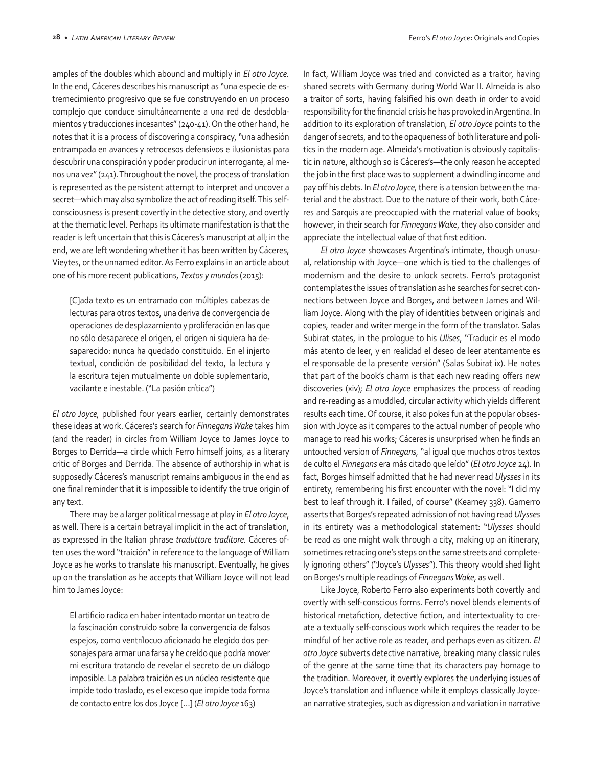amples of the doubles which abound and multiply in *El otro Joyce.* In the end, Cáceres describes his manuscript as "una especie de estremecimiento progresivo que se fue construyendo en un proceso complejo que conduce simultáneamente a una red de desdoblamientos y traducciones incesantes" (240-41). On the other hand, he notes that it is a process of discovering a conspiracy, "una adhesión entrampada en avances y retrocesos defensivos e ilusionistas para descubrir una conspiración y poder producir un interrogante, al menos una vez" (241). Throughout the novel, the process of translation is represented as the persistent attempt to interpret and uncover a secret—which may also symbolize the act of reading itself. This self-consciousness is present covertly in the detective story, and overtly at the thematic level. Perhaps its ultimate manifestation is that the reader is left uncertain that this is Cáceres's manuscript at all; in the end, we are left wondering whether it has been written by Cáceres, Vieytes, or the unnamed editor. As Ferro explains in an article about one of his more recent publications, *Textos y mundos* (2015):

> [C]ada texto es un entramado con múltiples cabezas de lecturas para otros textos, una deriva de convergencia de operaciones de desplazamiento y proliferación en las que no sólo desaparece el origen, el origen ni siquiera ha desaparecido: nunca ha quedado constituido. En el injerto textual, condición de posibilidad del texto, la lectura y la escritura tejen mutualmente un doble suplementario, vacilante e inestable. ("La pasión crítica")

*El otro Joyce,* published four years earlier, certainly demonstrates these ideas at work. Cáceres's search for *Finnegans Wake* takes him (and the reader) in circles from William Joyce to James Joyce to Borges to Derrida—a circle which Ferro himself joins, as a literary critic of Borges and Derrida. The absence of authorship in what is supposedly Cáceres's manuscript remains ambiguous in the end as one final reminder that it is impossible to identify the true origin of any text.

There may be a larger political message at play in *El otro Joyce*, as well. There is a certain betrayal implicit in the act of translation, as expressed in the Italian phrase *traduttore traditore.* Cáceres often uses the word "traición" in reference to the language of William Joyce as he works to translate his manuscript. Eventually, he gives up on the translation as he accepts that William Joyce will not lead him to James Joyce:

> El artificio radica en haber intentado montar un teatro de la fascinación construido sobre la convergencia de falsos espejos, como ventrílocuo aficionado he elegido dos personajes para armar una farsa y he creído que podría mover mi escritura tratando de revelar el secreto de un diálogo imposible. La palabra traición es un núcleo resistente que impide todo traslado, es el exceso que impide toda forma de contacto entre los dos Joyce [...] (*El otro Joyce* 163)

In fact, William Joyce was tried and convicted as a traitor, having shared secrets with Germany during World War II. Almeida is also a traitor of sorts, having falsified his own death in order to avoid responsibility for the financial crisis he has provoked in Argentina. In addition to its exploration of translation, *El otro Joyce* points to the danger of secrets, and to the opaqueness of both literature and politics in the modern age. Almeida's motivation is obviously capitalistic in nature, although so is Cáceres's—the only reason he accepted the job in the first place was to supplement a dwindling income and pay off his debts. In *El otro Joyce,* there is a tension between the material and the abstract. Due to the nature of their work, both Cáceres and Sarquis are preoccupied with the material value of books; however, in their search for *Finnegans Wake*, they also consider and appreciate the intellectual value of that first edition.

*El otro Joyce* showcases Argentina's intimate, though unusual, relationship with Joyce—one which is tied to the challenges of modernism and the desire to unlock secrets. Ferro's protagonist contemplates the issues of translation as he searches for secret connections between Joyce and Borges, and between James and William Joyce. Along with the play of identities between originals and copies, reader and writer merge in the form of the translator. Salas Subirat states, in the prologue to his *Ulises*, "Traducir es el modo más atento de leer, y en realidad el deseo de leer atentamente es el responsable de la presente versión" (Salas Subirat ix). He notes that part of the book's charm is that each new reading offers new discoveries (xiv); *El otro Joyce* emphasizes the process of reading and re-reading as a muddled, circular activity which yields different results each time. Of course, it also pokes fun at the popular obsession with Joyce as it compares to the actual number of people who manage to read his works; Cáceres is unsurprised when he finds an untouched version of *Finnegans,* "al igual que muchos otros textos de culto el *Finnegans* era más citado que leído" (*El otro Joyce* 24). In fact, Borges himself admitted that he had never read *Ulysses* in its entirety, remembering his first encounter with the novel: "I did my best to leaf through it. I failed, of course" (Kearney 338). Gamerro asserts that Borges's repeated admission of not having read *Ulysses* in its entirety was a methodological statement: "*Ulysses* should be read as one might walk through a city, making up an itinerary, sometimes retracing one's steps on the same streets and completely ignoring others" ("Joyce's *Ulysses*"). This theory would shed light on Borges's multiple readings of *Finnegans Wake*, as well.

Like Joyce, Roberto Ferro also experiments both covertly and overtly with self-conscious forms. Ferro's novel blends elements of historical metafiction, detective fiction, and intertextuality to create a textually self-conscious work which requires the reader to be mindful of her active role as reader, and perhaps even as citizen. *El otro Joyce* subverts detective narrative, breaking many classic rules of the genre at the same time that its characters pay homage to the tradition. Moreover, it overtly explores the underlying issues of Joyce's translation and influence while it employs classically Joycean narrative strategies, such as digression and variation in narrative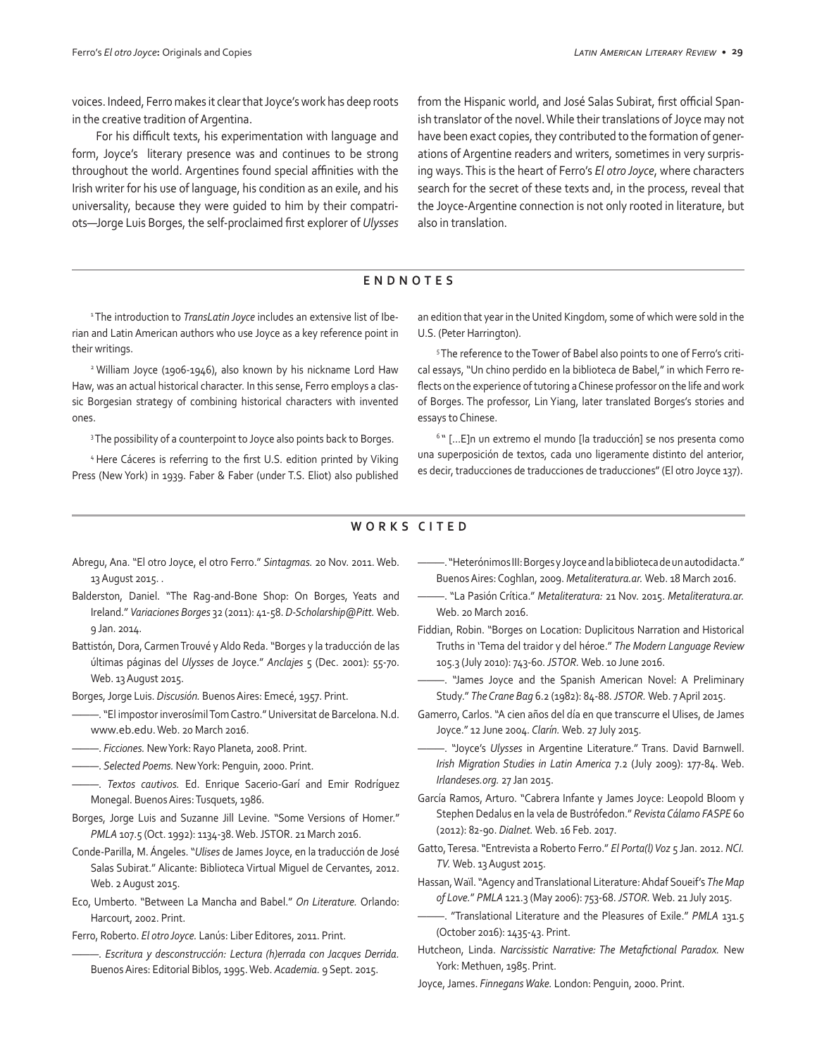voices. Indeed, Ferro makes it clear that Joyce's work has deep roots in the creative tradition of Argentina.

For his difficult texts, his experimentation with language and form, Joyce's literary presence was and continues to be strong throughout the world. Argentines found special affinities with the Irish writer for his use of language, his condition as an exile, and his universality, because they were guided to him by their compatriots—Jorge Luis Borges, the self-proclaimed first explorer of *Ulysses* from the Hispanic world, and José Salas Subirat, first official Spanish translator of the novel. While their translations of Joyce may not have been exact copies, they contributed to the formation of generations of Argentine readers and writers, sometimes in very surprising ways. This is the heart of Ferro's *El otro Joyce*, where characters search for the secret of these texts and, in the process, reveal that the Joyce-Argentine connection is not only rooted in literature, but also in translation.

## ENDNOTES

[1] The introduction to *TransLatin Joyce* includes an extensive list of Iberian and Latin American authors who use Joyce as a key reference point in their writings.

[2] William Joyce (1906-1946), also known by his nickname Lord Haw Haw, was an actual historical character. In this sense, Ferro employs a classic Borgesian strategy of combining historical characters with invented ones.

[3] The possibility of a counterpoint to Joyce also points back to Borges.

[4] Here Cáceres is referring to the first U.S. edition printed by Viking Press (New York) in 1939. Faber & Faber (under T.S. Eliot) also published an edition that year in the United Kingdom, some of which were sold in the U.S. (Peter Harrington).

[5] The reference to the Tower of Babel also points to one of Ferro's critical essays, "Un chino perdido en la biblioteca de Babel," in which Ferro reflects on the experience of tutoring a Chinese professor on the life and work of Borges. The professor, Lin Yiang, later translated Borges's stories and essays to Chinese.

[6] " [...E]n un extremo el mundo [la traducción] se nos presenta como una superposición de textos, cada uno ligeramente distinto del anterior, es decir, traducciones de traducciones de traducciones" (El otro Joyce 137).

## WORKS CITED

Abregu, Ana. "El otro Joyce, el otro Ferro." *Sintagmas.* 20 Nov. 2011. Web. 13 August 2015. .

Balderston, Daniel. "The Rag-and-Bone Shop: On Borges, Yeats and Ireland." *Variaciones Borges* 32 (2011): 41-58. *D-Scholarship@Pitt.* Web. 9 Jan. 2014.

Battistón, Dora, Carmen Trouvé y Aldo Reda. "Borges y la traducción de las últimas páginas del *Ulysses* de Joyce." *Anclajes* 5 (Dec. 2001): 55-70. Web. 13 August 2015.

Borges, Jorge Luis. *Discusión.* Buenos Aires: Emecé, 1957. Print.

———. "El impostor inverosímil Tom Castro." Universitat de Barcelona. N.d. www.eb.edu. Web. 20 March 2016.

———. *Ficciones.* New York: Rayo Planeta, 2008. Print.

———. *Selected Poems.* New York: Penguin, 2000. Print.

———. *Textos cautivos.* Ed. Enrique Sacerio-Garí and Emir Rodríguez Monegal. Buenos Aires: Tusquets, 1986.

Borges, Jorge Luis and Suzanne Jill Levine. "Some Versions of Homer." *PMLA* 107.5 (Oct. 1992): 1134-38. Web. JSTOR. 21 March 2016.

Conde-Parilla, M. Ángeles. "*Ulises* de James Joyce, en la traducción de José Salas Subirat." Alicante: Biblioteca Virtual Miguel de Cervantes, 2012. Web. 2 August 2015.

Eco, Umberto. "Between La Mancha and Babel." *On Literature.* Orlando: Harcourt, 2002. Print.

Ferro, Roberto. *El otro Joyce.* Lanús: Liber Editores, 2011. Print.

———. *Escritura y desconstrucción: Lectura (h)errada con Jacques Derrida.* Buenos Aires: Editorial Biblos, 1995. Web. *Academia.* 9 Sept. 2015.

———. "Heterónimos III: Borges y Joyce and la biblioteca de un autodidacta." Buenos Aires: Coghlan, 2009. *Metaliteratura.ar.* Web. 18 March 2016.

———. "La Pasión Crítica." *Metaliteratura:* 21 Nov. 2015. *Metaliteratura.ar.* Web. 20 March 2016.

Fiddian, Robin. "Borges on Location: Duplicitous Narration and Historical Truths in 'Tema del traidor y del héroe." *The Modern Language Review* 105.3 (July 2010): 743-60. *JSTOR.* Web. 10 June 2016.

———. "James Joyce and the Spanish American Novel: A Preliminary Study." *The Crane Bag* 6.2 (1982): 84-88. *JSTOR.* Web. 7 April 2015.

Gamerro, Carlos. "A cien años del día en que transcurre el Ulises, de James Joyce." 12 June 2004. *Clarín.* Web. 27 July 2015.

———. "Joyce's *Ulysses* in Argentine Literature." Trans. David Barnwell. *Irish Migration Studies in Latin America* 7.2 (July 2009): 177-84. Web. *Irlandeses.org.* 27 Jan 2015.

García Ramos, Arturo. "Cabrera Infante y James Joyce: Leopold Bloom y Stephen Dedalus en la vela de Bustrófedon." *Revista Cálamo FASPE* 60 (2012): 82-90. *Dialnet.* Web. 16 Feb. 2017.

Gatto, Teresa. "Entrevista a Roberto Ferro." *El Porta(l) Voz* 5 Jan. 2012. *NCI. TV.* Web. 13 August 2015.

Hassan, Waïl. "Agency and Translational Literature: Ahdaf Soueif's *The Map of Love.*" *PMLA* 121.3 (May 2006): 753-68. *JSTOR.* Web. 21 July 2015.

———. "Translational Literature and the Pleasures of Exile." *PMLA* 131.5 (October 2016): 1435-43. Print.

Hutcheon, Linda. *Narcissistic Narrative: The Metafictional Paradox.* New York: Methuen, 1985. Print.

Joyce, James. *Finnegans Wake.* London: Penguin, 2000. Print.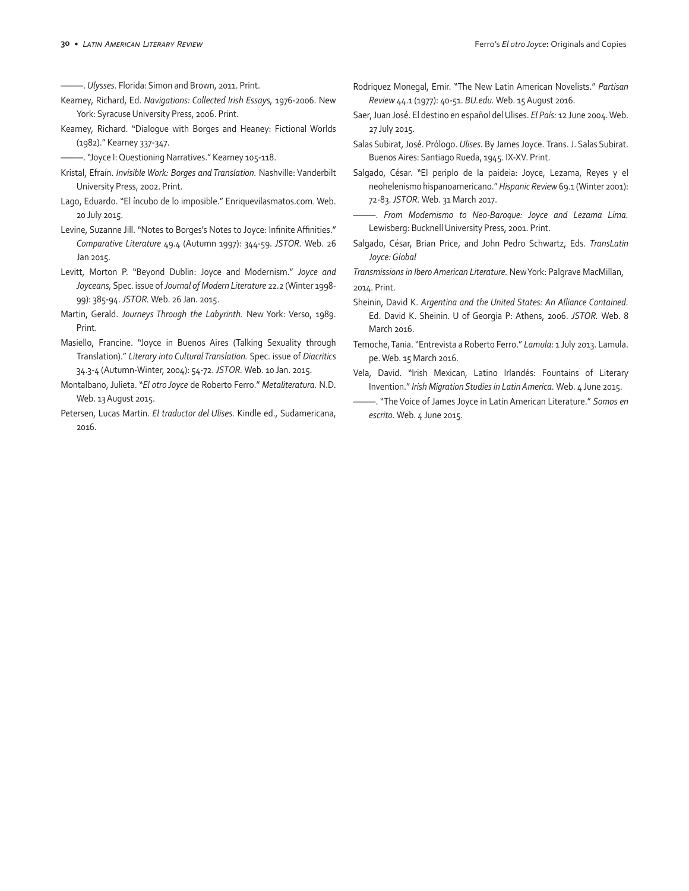———. *Ulysses.* Florida: Simon and Brown, 2011. Print.

Kearney, Richard, Ed. *Navigations: Collected Irish Essays,* 1976-2006. New York: Syracuse University Press, 2006. Print.

Kearney, Richard. "Dialogue with Borges and Heaney: Fictional Worlds (1982)." Kearney 337-347.

———. "Joyce I: Questioning Narratives." Kearney 105-118.

Kristal, Efraín. *Invisible Work: Borges and Translation.* Nashville: Vanderbilt University Press, 2002. Print.

Lago, Eduardo. "El íncubo de lo imposible." Enriquevilasmatos.com. Web. 20 July 2015.

Levine, Suzanne Jill. "Notes to Borges's Notes to Joyce: Infinite Affinities." *Comparative Literature* 49.4 (Autumn 1997): 344-59. *JSTOR.* Web. 26 Jan 2015.

Levitt, Morton P. "Beyond Dublin: Joyce and Modernism." *Joyce and Joyceans,* Spec. issue of *Journal of Modern Literature* 22.2 (Winter 1998-99): 385-94. *JSTOR.* Web. 26 Jan. 2015.

Martin, Gerald. *Journeys Through the Labyrinth.* New York: Verso, 1989. Print.

Masiello, Francine. "Joyce in Buenos Aires (Talking Sexuality through Translation)." *Literary into Cultural Translation.* Spec. issue of *Diacritics* 34.3-4 (Autumn-Winter, 2004): 54-72. *JSTOR.* Web. 10 Jan. 2015.

Montalbano, Julieta. "*El otro Joyce* de Roberto Ferro." *Metaliteratura.* N.D. Web. 13 August 2015.

Petersen, Lucas Martin. *El traductor del Ulises.* Kindle ed., Sudamericana, 2016.

Rodriquez Monegal, Emir. "The New Latin American Novelists." *Partisan Review* 44.1 (1977): 40-51. *BU.edu.* Web. 15 August 2016.

Saer, Juan José. El destino en español del Ulises. *El País:* 12 June 2004. Web. 27 July 2015.

Salas Subirat, José. Prólogo. *Ulises.* By James Joyce. Trans. J. Salas Subirat. Buenos Aires: Santiago Rueda, 1945. IX-XV. Print.

Salgado, César. "El periplo de la paideia: Joyce, Lezama, Reyes y el neohelenismo hispanoamericano." *Hispanic Review* 69.1 (Winter 2001): 72-83. *JSTOR.* Web. 31 March 2017.

———. *From Modernismo to Neo-Baroque: Joyce and Lezama Lima.* Lewisberg: Bucknell University Press, 2001. Print.

Salgado, César, Brian Price, and John Pedro Schwartz, Eds. *TransLatin Joyce: Global Transmissions in Ibero American Literature.* New York: Palgrave MacMillan, 2014. Print.

Sheinin, David K. *Argentina and the United States: An Alliance Contained.* Ed. David K. Sheinin. U of Georgia P: Athens, 2006. *JSTOR.* Web. 8 March 2016.

Temoche, Tania. "Entrevista a Roberto Ferro." *Lamula*: 1 July 2013. Lamula.pe. Web. 15 March 2016.

Vela, David. "Irish Mexican, Latino Irlandés: Fountains of Literary Invention." *Irish Migration Studies in Latin America.* Web. 4 June 2015.

———. "The Voice of James Joyce in Latin American Literature." *Somos en escrito.* Web. 4 June 2015.